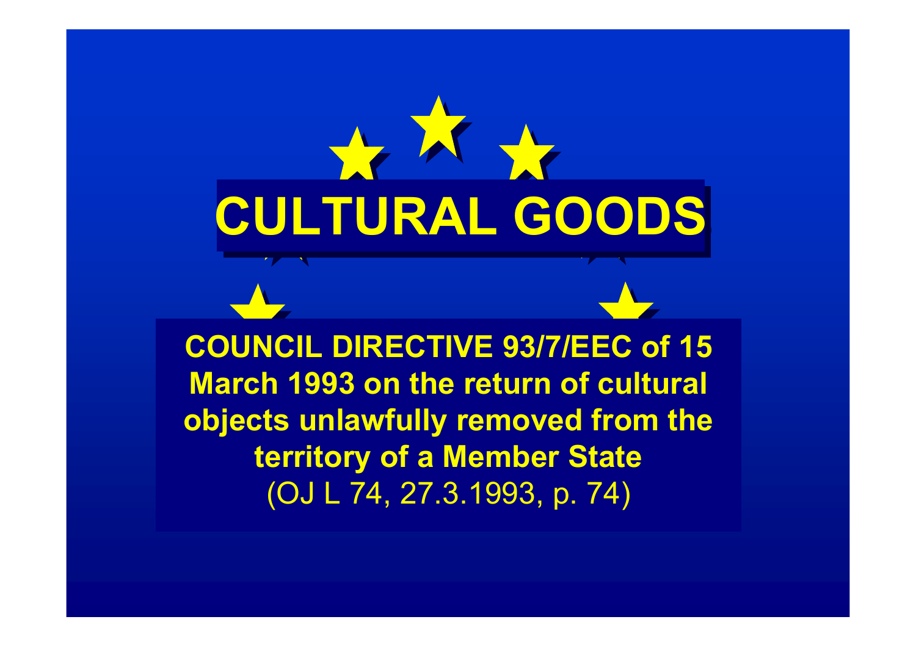# CULTURAL GOODS

**COUNCIL DIRECTIVE 93/7/EEC of 15 March 1993 on the return of cultural objects unlawfully removed from the territory of a Member State**

(OJ L 74, 27.3.1993, p. 74)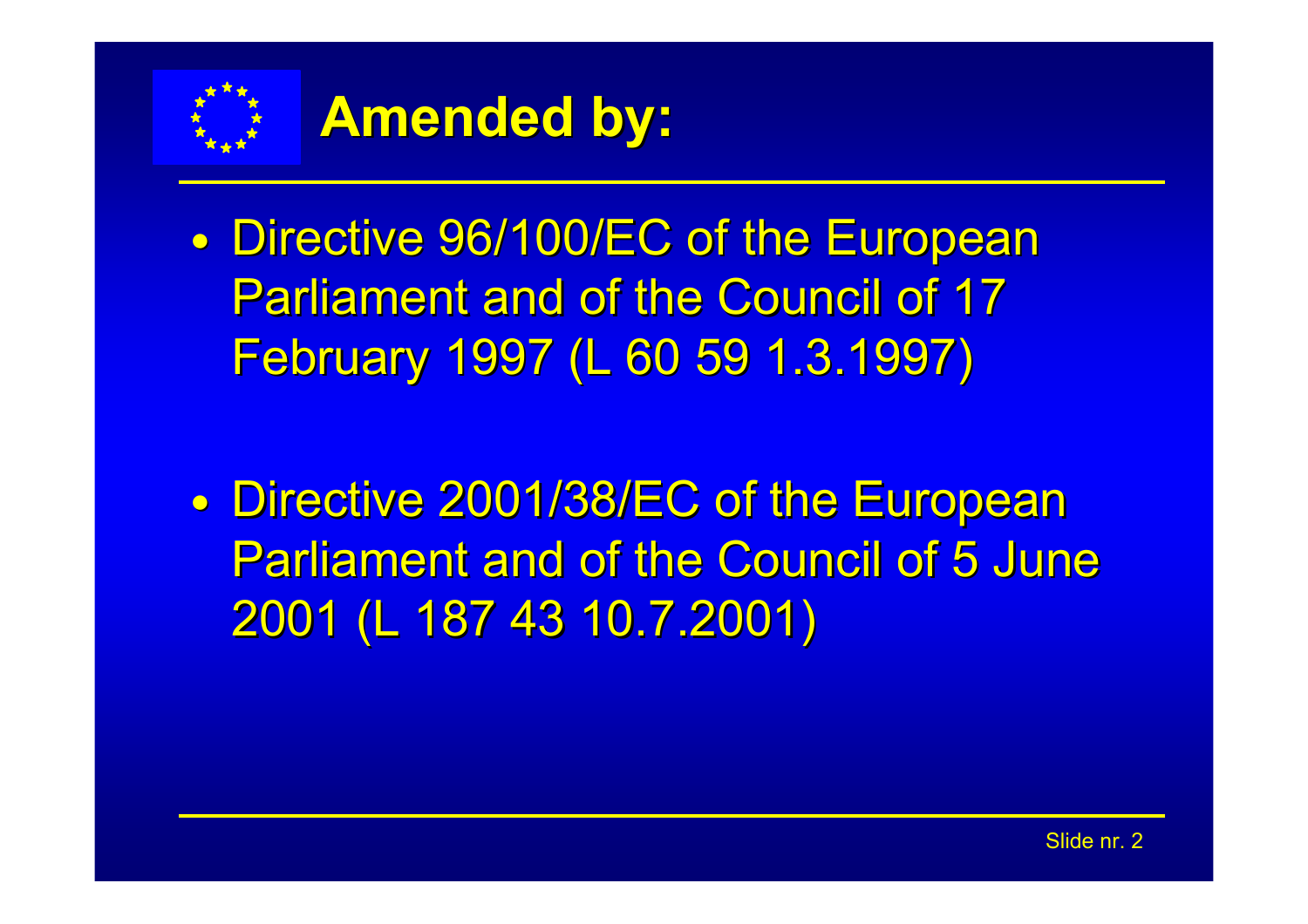# Amended by:

- Directive 96/100/EC of the European Parliament and of the Council of 17 February 1997 (L 60 59 1.3.1997)

- Directive 2001/38/EC of the European Parliament and of the Council of 5 June 2001 (L 187 43 10.7.2001)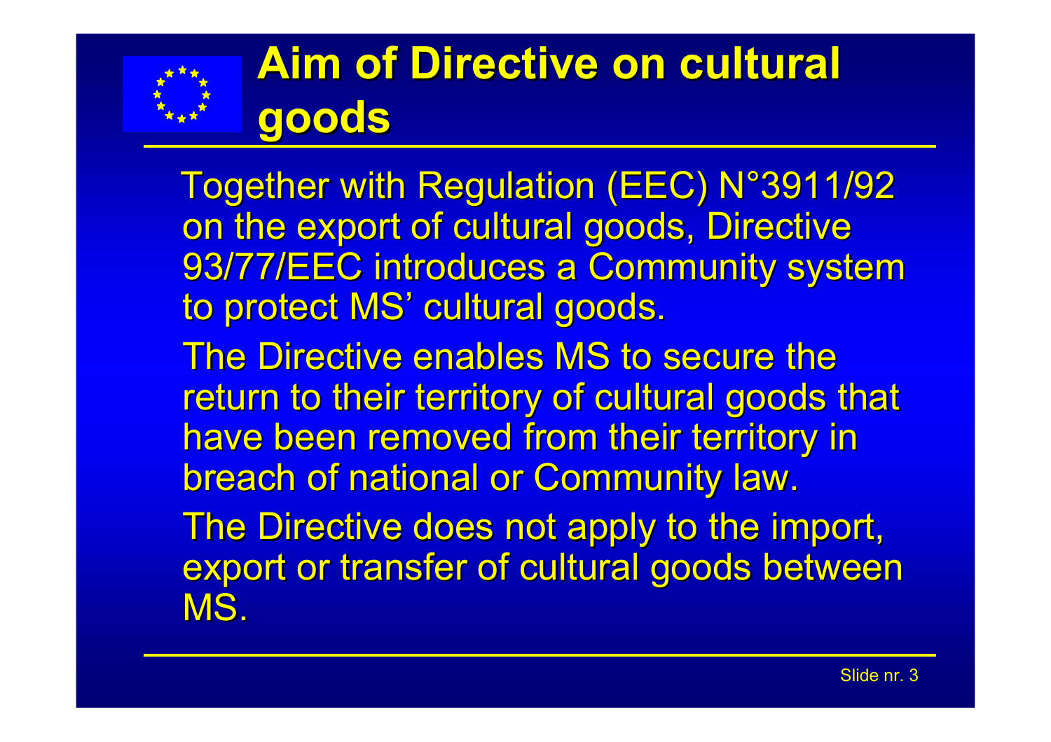# Aim of Directive on cultural goods

Together with Regulation (EEC) N°3911/92 on the export of cultural goods, Directive 93/77/EEC introduces a Community system to protect MS' cultural goods.

The Directive enables MS to secure the return to their territory of cultural goods that have been removed from their territory in breach of national or Community law.

The Directive does not apply to the import, export or transfer of cultural goods between MS.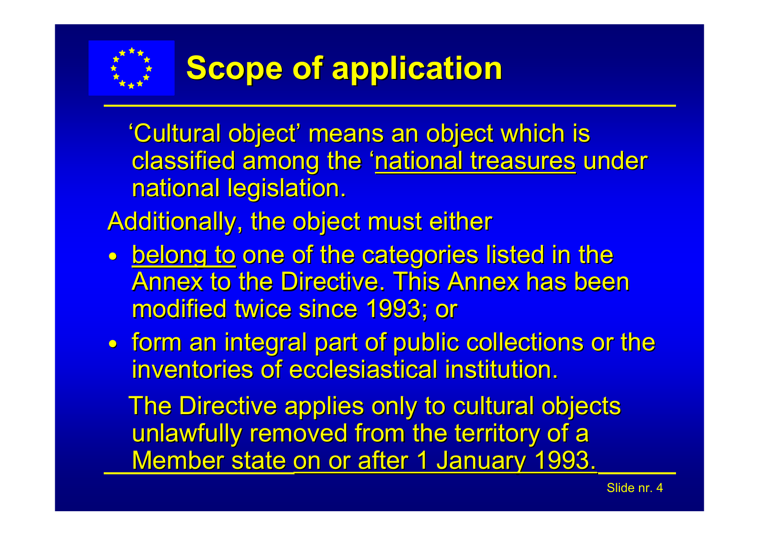# Scope of application

'Cultural object' means an object which is classified among the 'national treasures under national legislation.

Additionally, the object must either

- belong to one of the categories listed in the Annex to the Directive. This Annex has been modified twice since 1993; or
- form an integral part of public collections or the inventories of ecclesiastical institution.

The Directive applies only to cultural objects unlawfully removed from the territory of a Member state on or after 1 January 1993.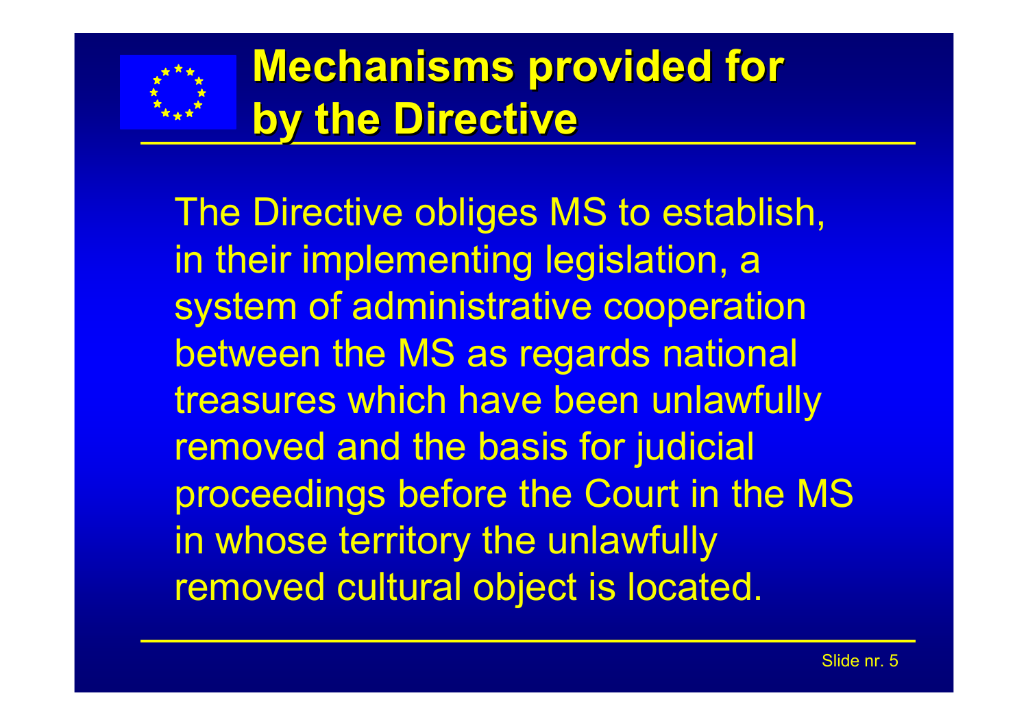# Mechanisms provided for by the Directive

The Directive obliges MS to establish, in their implementing legislation, a system of administrative cooperation between the MS as regards national treasures which have been unlawfully removed and the basis for judicial proceedings before the Court in the MS in whose territory the unlawfully removed cultural object is located.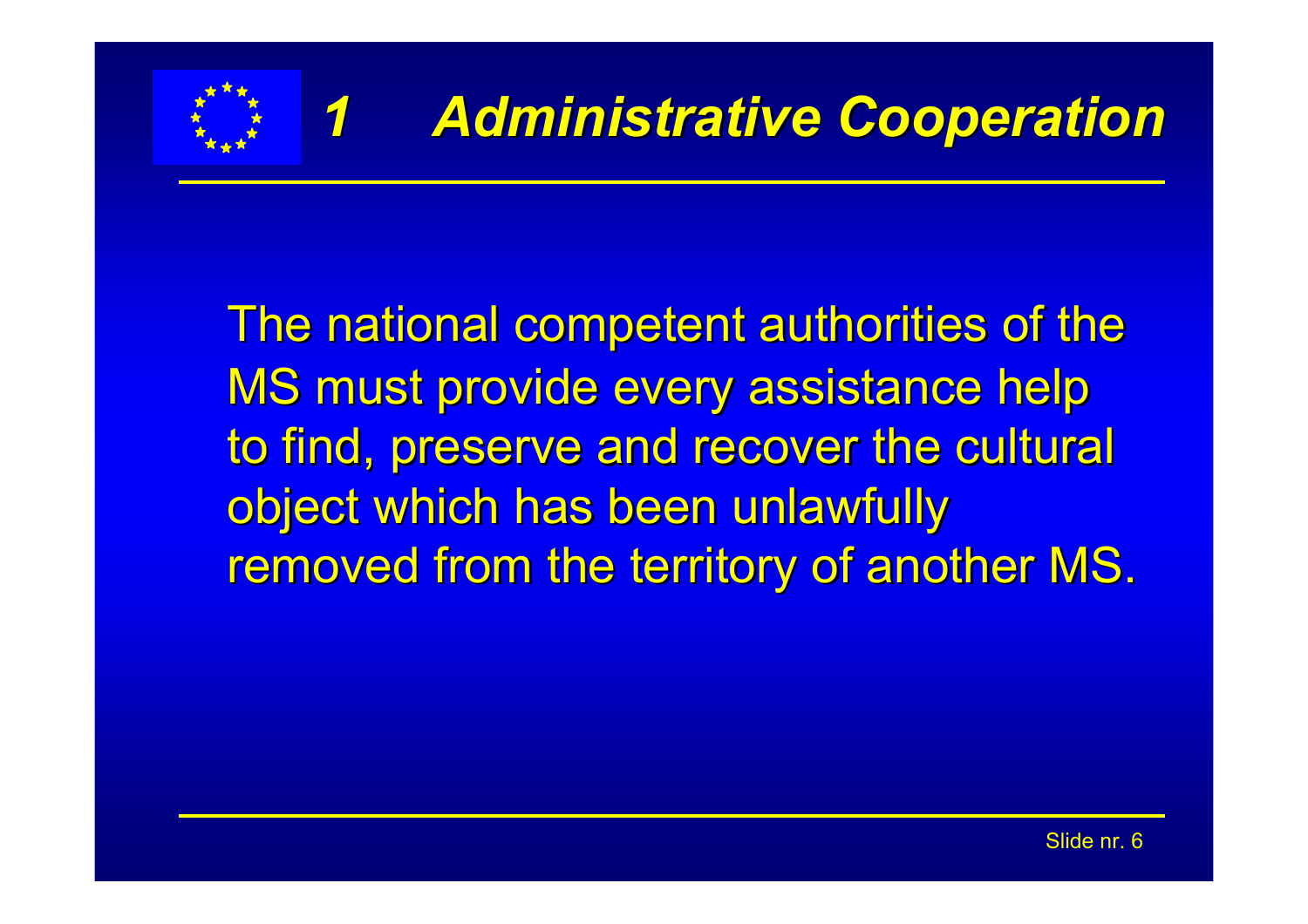# 1 Administrative Cooperation

The national competent authorities of the MS must provide every assistance help to find, preserve and recover the cultural object which has been unlawfully removed from the territory of another MS.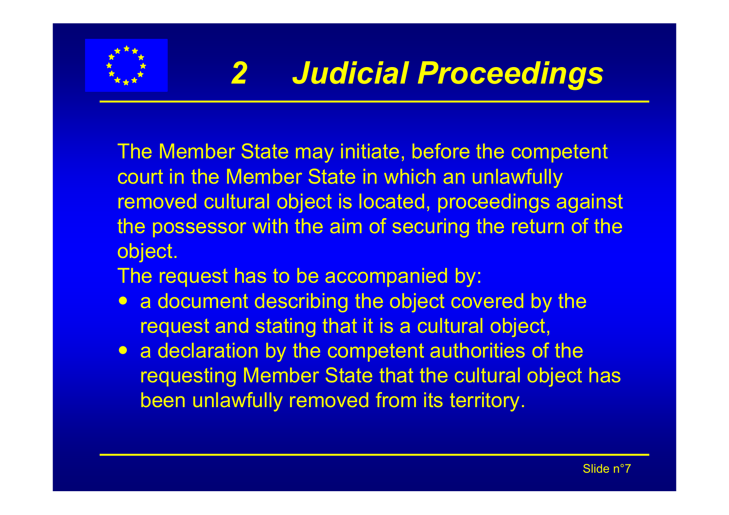# 2 Judicial Proceedings

The Member State may initiate, before the competent court in the Member State in which an unlawfully removed cultural object is located, proceedings against the possessor with the aim of securing the return of the object.

The request has to be accompanied by:

- a document describing the object covered by the request and stating that it is a cultural object,
- a declaration by the competent authorities of the requesting Member State that the cultural object has been unlawfully removed from its territory.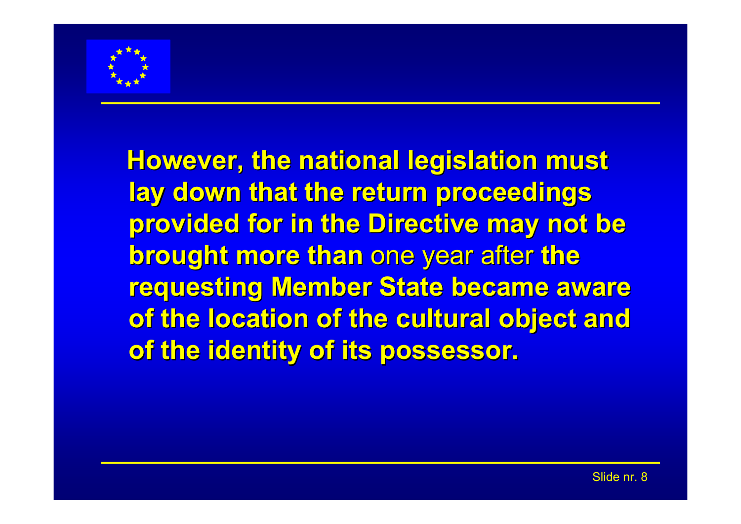**However, the national legislation must lay down that the return proceedings provided for in the Directive may not be brought more than** one year after **the requesting Member State became aware of the location of the cultural object and of the identity of its possessor.**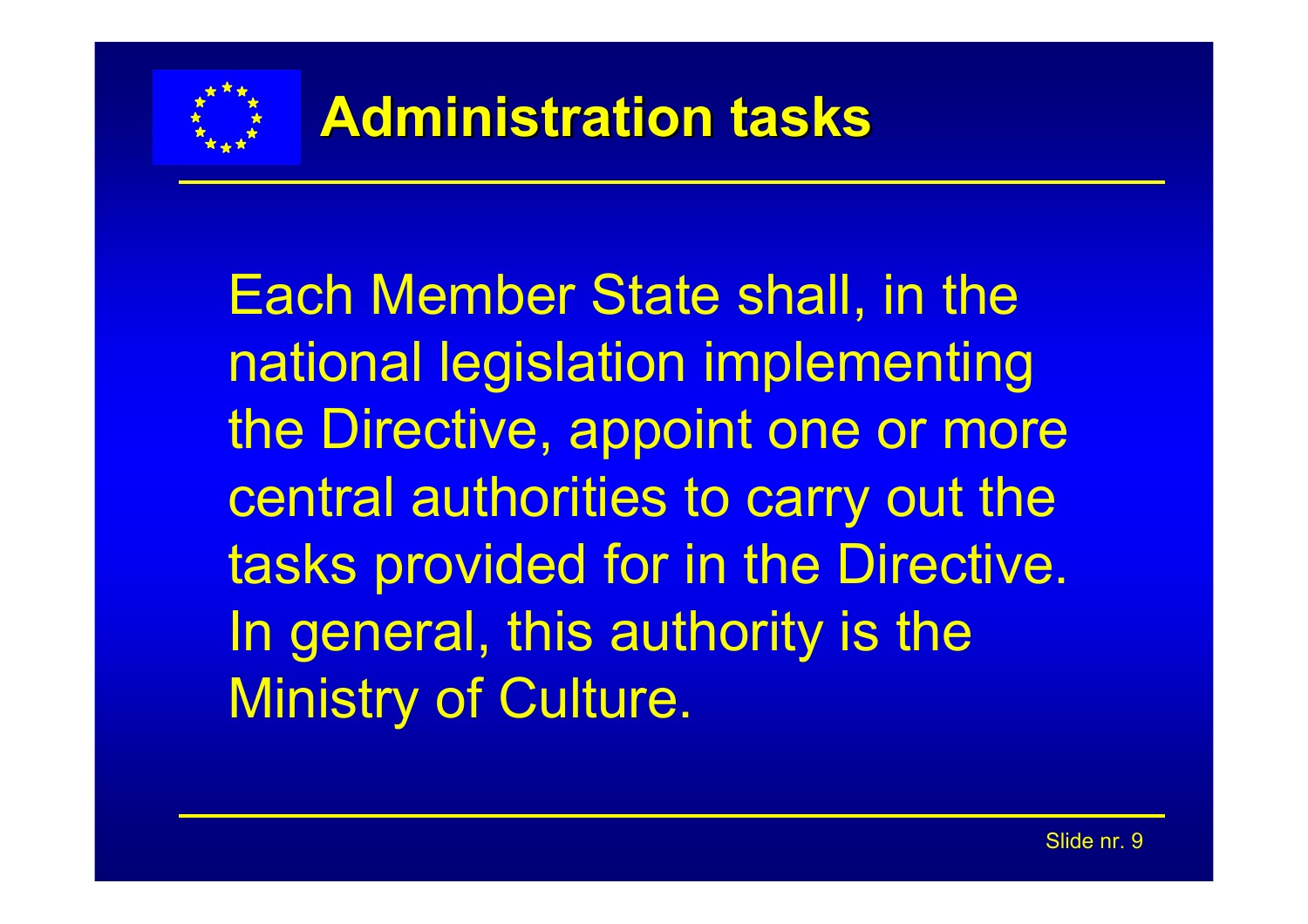# Administration tasks

Each Member State shall, in the national legislation implementing the Directive, appoint one or more central authorities to carry out the tasks provided for in the Directive. In general, this authority is the Ministry of Culture.